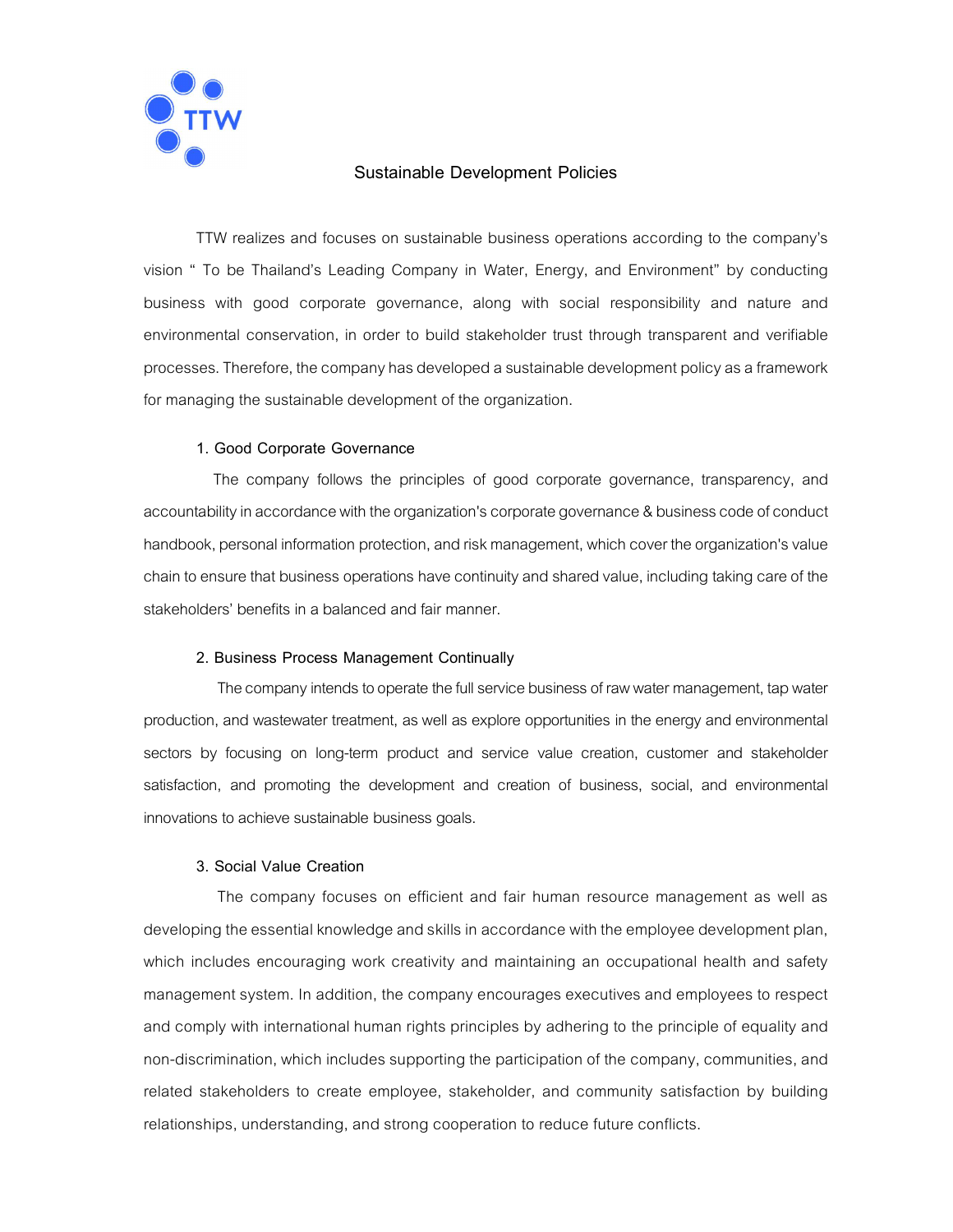# Sustainable Development Policies

TTW realizes and focuses on sustainable business operations according to the company's vision " To be Thailand's Leading Company in Water, Energy, and Environment" by conducting business with good corporate governance, along with social responsibility and nature and environmental conservation, in order to build stakeholder trust through transparent and verifiable processes. Therefore, the company has developed a sustainable development policy as a framework for managing the sustainable development of the organization.

## 1. Good Corporate Governance

The company follows the principles of good corporate governance, transparency, and accountability in accordance with the organization's corporate governance & business code of conduct handbook, personal information protection, and risk management, which cover the organization's value chain to ensure that business operations have continuity and shared value, including taking care of the stakeholders' benefits in a balanced and fair manner.

## 2. Business Process Management Continually

The company intends to operate the full service business of raw water management, tap water production, and wastewater treatment, as well as explore opportunities in the energy and environmental sectors by focusing on long-term product and service value creation, customer and stakeholder satisfaction, and promoting the development and creation of business, social, and environmental innovations to achieve sustainable business goals.

## 3. Social Value Creation

The company focuses on efficient and fair human resource management as well as developing the essential knowledge and skills in accordance with the employee development plan, which includes encouraging work creativity and maintaining an occupational health and safety management system. In addition, the company encourages executives and employees to respect and comply with international human rights principles by adhering to the principle of equality and non-discrimination, which includes supporting the participation of the company, communities, and related stakeholders to create employee, stakeholder, and community satisfaction by building relationships, understanding, and strong cooperation to reduce future conflicts.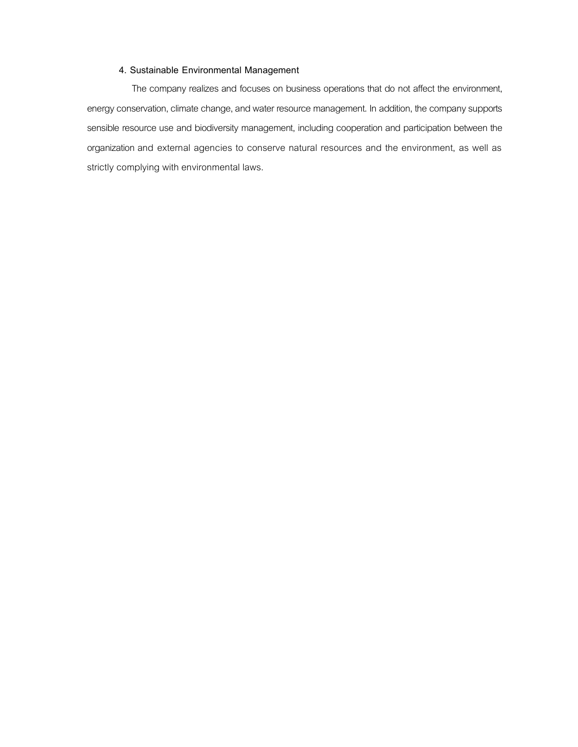### 4. Sustainable Environmental Management

The company realizes and focuses on business operations that do not affect the environment, energy conservation, climate change, and water resource management. In addition, the company supports sensible resource use and biodiversity management, including cooperation and participation between the organization and external agencies to conserve natural resources and the environment, as well as strictly complying with environmental laws.